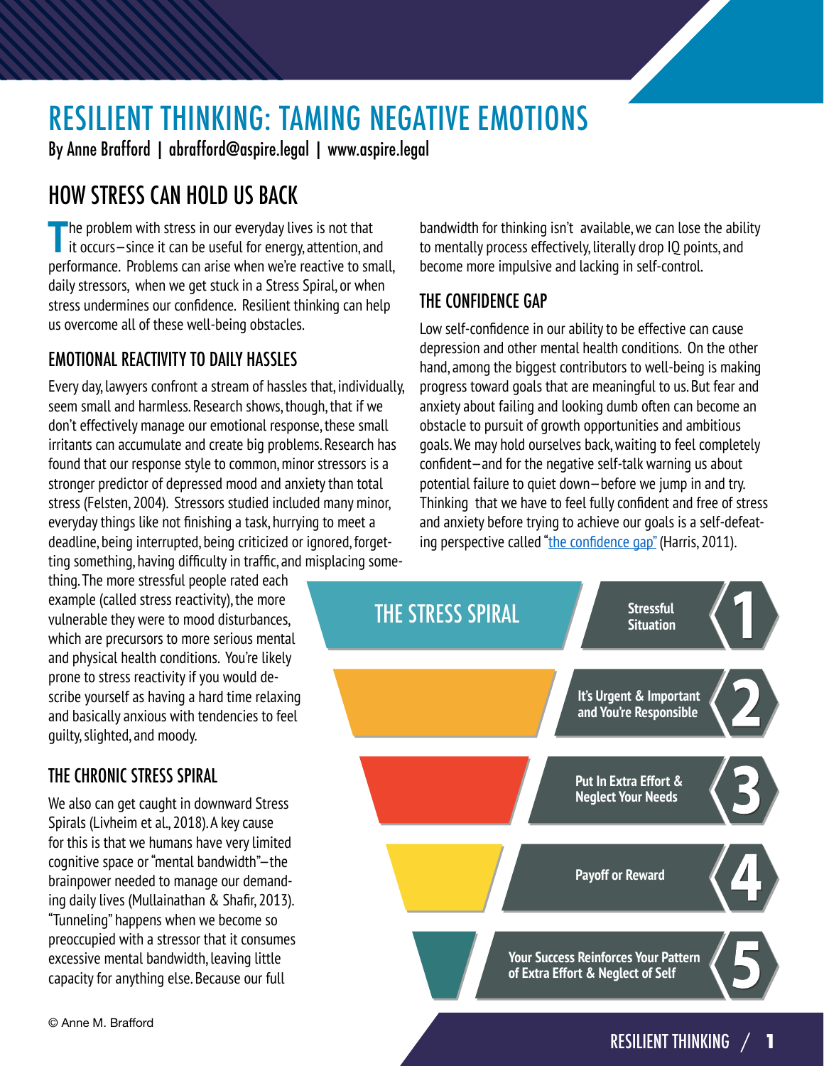# RESILIENT THINKING: TAMING NEGATIVE EMOTIONS

By Anne Brafford | abrafford@aspire.legal | www.aspire.legal

## HOW STRESS CAN HOLD US BACK

The problem with stress in our everyday lives is not that it occurs—since it can be useful for energy, attention, and performance. Problems can arise when we're reactive to small, daily stressors, when we get stuck in a Stress Spiral, or when stress undermines our confidence. Resilient thinking can help us overcome all of these well-being obstacles.

### EMOTIONAL REACTIVITY TO DAILY HASSLES

Every day, lawyers confront a stream of hassles that, individually, seem small and harmless. Research shows, though, that if we don't effectively manage our emotional response, these small irritants can accumulate and create big problems. Research has found that our response style to common, minor stressors is a stronger predictor of depressed mood and anxiety than total stress (Felsten, 2004). Stressors studied included many minor, everyday things like not finishing a task, hurrying to meet a deadline, being interrupted, being criticized or ignored, forgetting something, having difficulty in traffic, and misplacing something. The more stressful people rated each example (called stress reactivity), the more vulnerable they were to mood disturbances, which are precursors to more serious mental and physical health conditions. You're likely prone to stress reactivity if you would describe yourself as having a hard time relaxing and basically anxious with tendencies to feel guilty, slighted, and moody.

### THE CHRONIC STRESS SPIRAL

We also can get caught in downward Stress Spirals (Livheim et al., 2018). A key cause for this is that we humans have very limited cognitive space or "mental bandwidth"—the brainpower needed to manage our demanding daily lives (Mullainathan & Shafir, 2013). "Tunneling" happens when we become so preoccupied with a stressor that it consumes excessive mental bandwidth, leaving little capacity for anything else. Because our full bandwidth for thinking isn't available, we can lose the ability to mentally process effectively, literally drop IQ points, and become more impulsive and lacking in self-control.

### THE CONFIDENCE GAP

Low self-confidence in our ability to be effective can cause depression and other mental health conditions. On the other hand, among the biggest contributors to well-being is making progress toward goals that are meaningful to us. But fear and anxiety about failing and looking dumb often can become an obstacle to pursuit of growth opportunities and ambitious goals. We may hold ourselves back, waiting to feel completely confident—and for the negative self-talk warning us about potential failure to quiet down—before we jump in and try. Thinking that we have to feel fully confident and free of stress and anxiety before trying to achieve our goals is a self-defeating perspective called "the confidence gap" (Harris, 2011).

**THE STRESS SPIRAL**

1. Stressful Situation
2. It's Urgent & Important and You're Responsible
3. Put In Extra Effort & Neglect Your Needs
4. Payoff or Reward
5. Your Success Reinforces Your Pattern of Extra Effort & Neglect of Self

© Anne M. Brafford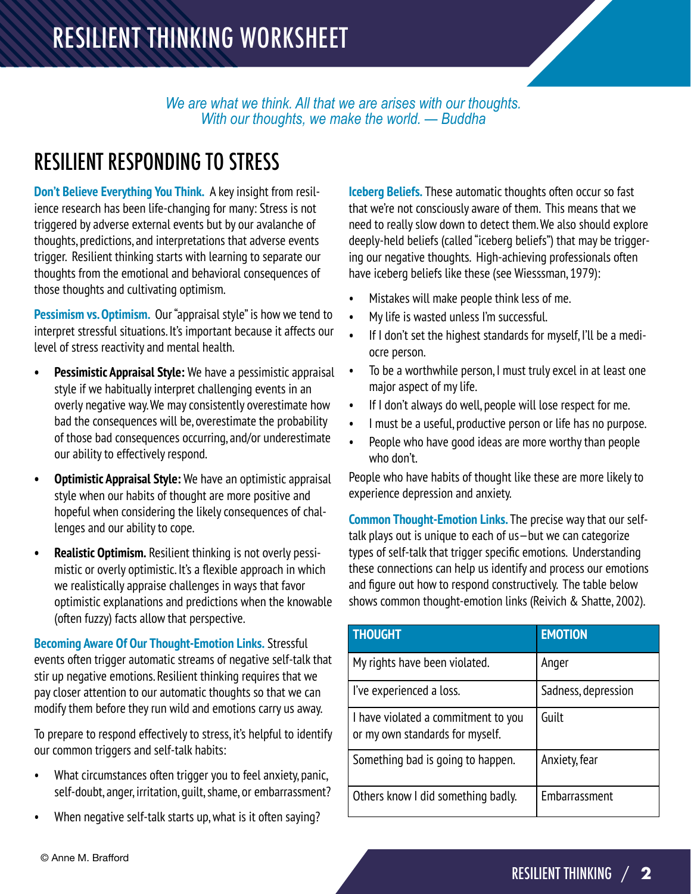# RESILIENT THINKING WORKSHEET

*We are what we think. All that we are arises with our thoughts. With our thoughts, we make the world. — Buddha*

## RESILIENT RESPONDING TO STRESS

**Don't Believe Everything You Think.** A key insight from resilience research has been life-changing for many: Stress is not triggered by adverse external events but by our avalanche of thoughts, predictions, and interpretations that adverse events trigger. Resilient thinking starts with learning to separate our thoughts from the emotional and behavioral consequences of those thoughts and cultivating optimism.

**Pessimism vs. Optimism.** Our "appraisal style" is how we tend to interpret stressful situations. It's important because it affects our level of stress reactivity and mental health.

- **Pessimistic Appraisal Style:** We have a pessimistic appraisal style if we habitually interpret challenging events in an overly negative way. We may consistently overestimate how bad the consequences will be, overestimate the probability of those bad consequences occurring, and/or underestimate our ability to effectively respond.
- **Optimistic Appraisal Style:** We have an optimistic appraisal style when our habits of thought are more positive and hopeful when considering the likely consequences of challenges and our ability to cope.
- **Realistic Optimism.** Resilient thinking is not overly pessimistic or overly optimistic. It's a flexible approach in which we realistically appraise challenges in ways that favor optimistic explanations and predictions when the knowable (often fuzzy) facts allow that perspective.

**Becoming Aware Of Our Thought-Emotion Links.** Stressful events often trigger automatic streams of negative self-talk that stir up negative emotions. Resilient thinking requires that we pay closer attention to our automatic thoughts so that we can modify them before they run wild and emotions carry us away.

To prepare to respond effectively to stress, it's helpful to identify our common triggers and self-talk habits:

- What circumstances often trigger you to feel anxiety, panic, self-doubt, anger, irritation, guilt, shame, or embarrassment?
- When negative self-talk starts up, what is it often saying?

**Iceberg Beliefs.** These automatic thoughts often occur so fast that we're not consciously aware of them. This means that we need to really slow down to detect them. We also should explore deeply-held beliefs (called "iceberg beliefs") that may be triggering our negative thoughts. High-achieving professionals often have iceberg beliefs like these (see Wiesssman, 1979):

- Mistakes will make people think less of me.
- My life is wasted unless I'm successful.
- If I don't set the highest standards for myself, I'll be a mediocre person.
- To be a worthwhile person, I must truly excel in at least one major aspect of my life.
- If I don't always do well, people will lose respect for me.
- I must be a useful, productive person or life has no purpose.
- People who have good ideas are more worthy than people who don't.

People who have habits of thought like these are more likely to experience depression and anxiety.

**Common Thought-Emotion Links.** The precise way that our self-talk plays out is unique to each of us—but we can categorize types of self-talk that trigger specific emotions. Understanding these connections can help us identify and process our emotions and figure out how to respond constructively. The table below shows common thought-emotion links (Reivich & Shatte, 2002).

| THOUGHT | EMOTION |
| --- | --- |
| My rights have been violated. | Anger |
| I've experienced a loss. | Sadness, depression |
| I have violated a commitment to you or my own standards for myself. | Guilt |
| Something bad is going to happen. | Anxiety, fear |
| Others know I did something badly. | Embarrassment |

© Anne M. Brafford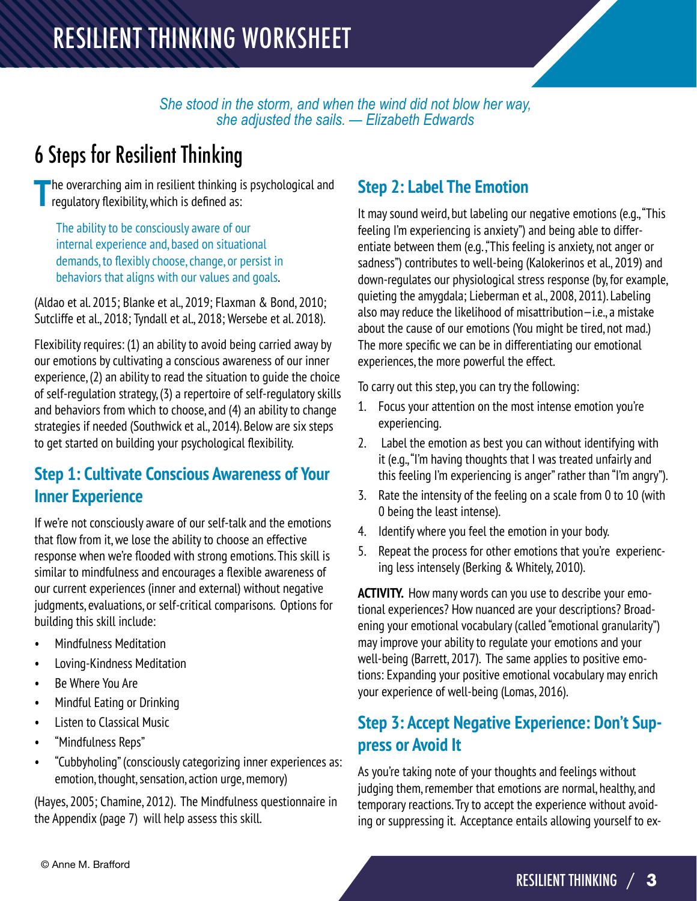# RESILIENT THINKING WORKSHEET

*She stood in the storm, and when the wind did not blow her way, she adjusted the sails. — Elizabeth Edwards*

## 6 Steps for Resilient Thinking

The overarching aim in resilient thinking is psychological and regulatory flexibility, which is defined as:

> The ability to be consciously aware of our internal experience and, based on situational demands, to flexibly choose, change, or persist in behaviors that aligns with our values and goals.

(Aldao et al. 2015; Blanke et al., 2019; Flaxman & Bond, 2010; Sutcliffe et al., 2018; Tyndall et al., 2018; Wersebe et al. 2018).

Flexibility requires: (1) an ability to avoid being carried away by our emotions by cultivating a conscious awareness of our inner experience, (2) an ability to read the situation to guide the choice of self-regulation strategy, (3) a repertoire of self-regulatory skills and behaviors from which to choose, and (4) an ability to change strategies if needed (Southwick et al., 2014). Below are six steps to get started on building your psychological flexibility.

### Step 1: Cultivate Conscious Awareness of Your Inner Experience

If we're not consciously aware of our self-talk and the emotions that flow from it, we lose the ability to choose an effective response when we're flooded with strong emotions. This skill is similar to mindfulness and encourages a flexible awareness of our current experiences (inner and external) without negative judgments, evaluations, or self-critical comparisons. Options for building this skill include:

- Mindfulness Meditation
- Loving-Kindness Meditation
- Be Where You Are
- Mindful Eating or Drinking
- Listen to Classical Music
- "Mindfulness Reps"
- "Cubbyholing" (consciously categorizing inner experiences as: emotion, thought, sensation, action urge, memory)

(Hayes, 2005; Chamine, 2012). The Mindfulness questionnaire in the Appendix (page 7) will help assess this skill.

### Step 2: Label The Emotion

It may sound weird, but labeling our negative emotions (e.g., "This feeling I'm experiencing is anxiety") and being able to differentiate between them (e.g., "This feeling is anxiety, not anger or sadness") contributes to well-being (Kalokerinos et al., 2019) and down-regulates our physiological stress response (by, for example, quieting the amygdala; Lieberman et al., 2008, 2011). Labeling also may reduce the likelihood of misattribution—i.e., a mistake about the cause of our emotions (You might be tired, not mad.) The more specific we can be in differentiating our emotional experiences, the more powerful the effect.

To carry out this step, you can try the following:

1. Focus your attention on the most intense emotion you're experiencing.
2. Label the emotion as best you can without identifying with it (e.g., "I'm having thoughts that I was treated unfairly and this feeling I'm experiencing is anger" rather than "I'm angry").
3. Rate the intensity of the feeling on a scale from 0 to 10 (with 0 being the least intense).
4. Identify where you feel the emotion in your body.
5. Repeat the process for other emotions that you're experiencing less intensely (Berking & Whitely, 2010).

**ACTIVITY.** How many words can you use to describe your emotional experiences? How nuanced are your descriptions? Broadening your emotional vocabulary (called "emotional granularity") may improve your ability to regulate your emotions and your well-being (Barrett, 2017). The same applies to positive emotions: Expanding your positive emotional vocabulary may enrich your experience of well-being (Lomas, 2016).

### Step 3: Accept Negative Experience: Don't Suppress or Avoid It

As you're taking note of your thoughts and feelings without judging them, remember that emotions are normal, healthy, and temporary reactions. Try to accept the experience without avoiding or suppressing it. Acceptance entails allowing yourself to ex-

© Anne M. Brafford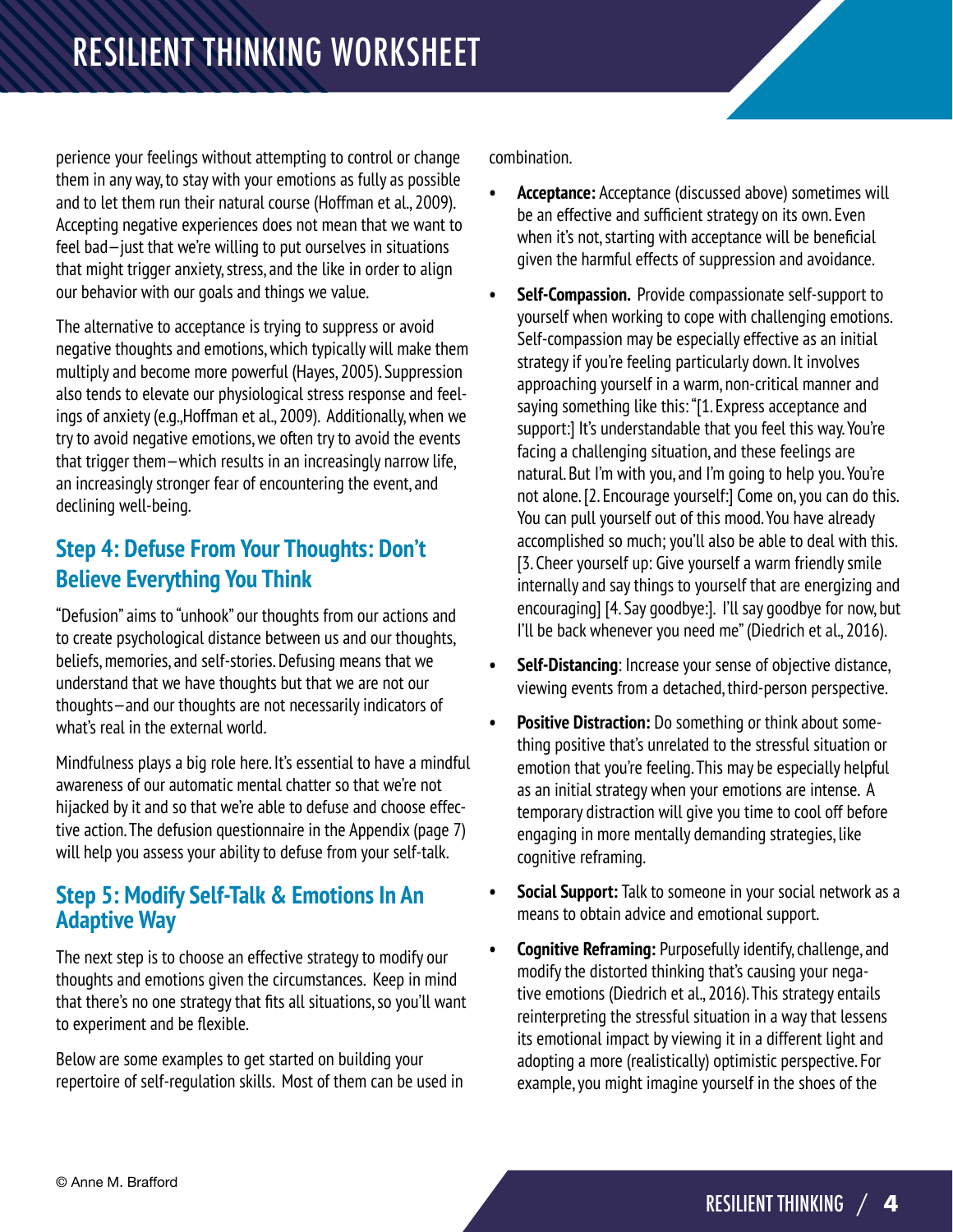perience your feelings without attempting to control or change them in any way, to stay with your emotions as fully as possible and to let them run their natural course (Hoffman et al., 2009). Accepting negative experiences does not mean that we want to feel bad—just that we're willing to put ourselves in situations that might trigger anxiety, stress, and the like in order to align our behavior with our goals and things we value.

The alternative to acceptance is trying to suppress or avoid negative thoughts and emotions, which typically will make them multiply and become more powerful (Hayes, 2005). Suppression also tends to elevate our physiological stress response and feelings of anxiety (e.g.,Hoffman et al., 2009). Additionally, when we try to avoid negative emotions, we often try to avoid the events that trigger them—which results in an increasingly narrow life, an increasingly stronger fear of encountering the event, and declining well-being.

## Step 4: Defuse From Your Thoughts: Don't Believe Everything You Think

"Defusion" aims to "unhook" our thoughts from our actions and to create psychological distance between us and our thoughts, beliefs, memories, and self-stories. Defusing means that we understand that we have thoughts but that we are not our thoughts—and our thoughts are not necessarily indicators of what's real in the external world.

Mindfulness plays a big role here. It's essential to have a mindful awareness of our automatic mental chatter so that we're not hijacked by it and so that we're able to defuse and choose effective action. The defusion questionnaire in the Appendix (page 7) will help you assess your ability to defuse from your self-talk.

## Step 5: Modify Self-Talk & Emotions In An Adaptive Way

The next step is to choose an effective strategy to modify our thoughts and emotions given the circumstances. Keep in mind that there's no one strategy that fits all situations, so you'll want to experiment and be flexible.

Below are some examples to get started on building your repertoire of self-regulation skills. Most of them can be used in combination.

- **Acceptance:** Acceptance (discussed above) sometimes will be an effective and sufficient strategy on its own. Even when it's not, starting with acceptance will be beneficial given the harmful effects of suppression and avoidance.
- **Self-Compassion.** Provide compassionate self-support to yourself when working to cope with challenging emotions. Self-compassion may be especially effective as an initial strategy if you're feeling particularly down. It involves approaching yourself in a warm, non-critical manner and saying something like this: "[1. Express acceptance and support:] It's understandable that you feel this way. You're facing a challenging situation, and these feelings are natural. But I'm with you, and I'm going to help you. You're not alone. [2. Encourage yourself:] Come on, you can do this. You can pull yourself out of this mood. You have already accomplished so much; you'll also be able to deal with this. [3. Cheer yourself up: Give yourself a warm friendly smile internally and say things to yourself that are energizing and encouraging] [4. Say goodbye:]. I'll say goodbye for now, but I'll be back whenever you need me" (Diedrich et al., 2016).
- **Self-Distancing**: Increase your sense of objective distance, viewing events from a detached, third-person perspective.
- **Positive Distraction:** Do something or think about something positive that's unrelated to the stressful situation or emotion that you're feeling. This may be especially helpful as an initial strategy when your emotions are intense. A temporary distraction will give you time to cool off before engaging in more mentally demanding strategies, like cognitive reframing.
- **Social Support:** Talk to someone in your social network as a means to obtain advice and emotional support.
- **Cognitive Reframing:** Purposefully identify, challenge, and modify the distorted thinking that's causing your negative emotions (Diedrich et al., 2016). This strategy entails reinterpreting the stressful situation in a way that lessens its emotional impact by viewing it in a different light and adopting a more (realistically) optimistic perspective. For example, you might imagine yourself in the shoes of the

© Anne M. Brafford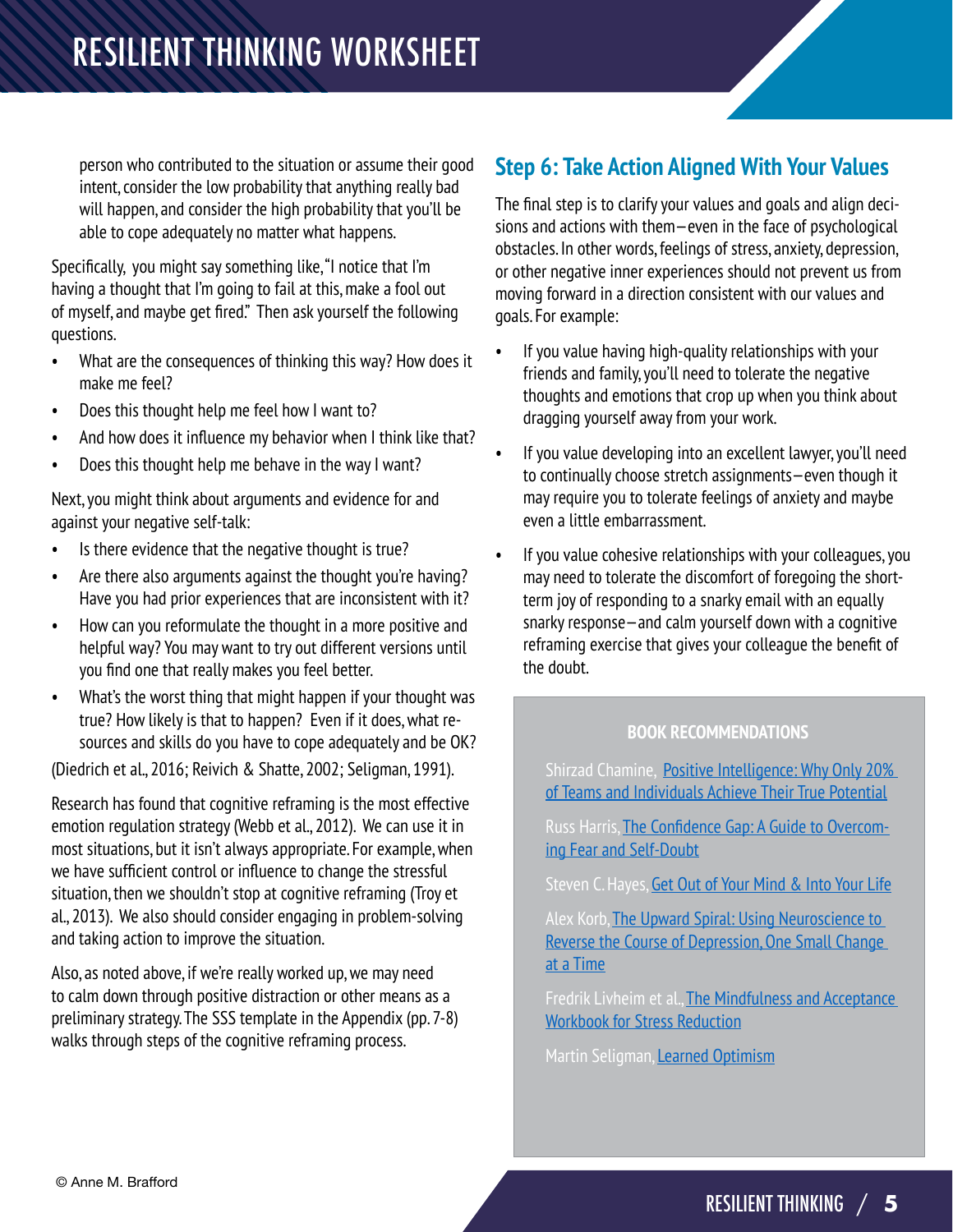person who contributed to the situation or assume their good intent, consider the low probability that anything really bad will happen, and consider the high probability that you'll be able to cope adequately no matter what happens.

Specifically, you might say something like, "I notice that I'm having a thought that I'm going to fail at this, make a fool out of myself, and maybe get fired." Then ask yourself the following questions.

- What are the consequences of thinking this way? How does it make me feel?
- Does this thought help me feel how I want to?
- And how does it influence my behavior when I think like that?
- Does this thought help me behave in the way I want?

Next, you might think about arguments and evidence for and against your negative self-talk:

- Is there evidence that the negative thought is true?
- Are there also arguments against the thought you're having? Have you had prior experiences that are inconsistent with it?
- How can you reformulate the thought in a more positive and helpful way? You may want to try out different versions until you find one that really makes you feel better.
- What's the worst thing that might happen if your thought was true? How likely is that to happen? Even if it does, what resources and skills do you have to cope adequately and be OK?

(Diedrich et al., 2016; Reivich & Shatte, 2002; Seligman, 1991).

Research has found that cognitive reframing is the most effective emotion regulation strategy (Webb et al., 2012). We can use it in most situations, but it isn't always appropriate. For example, when we have sufficient control or influence to change the stressful situation, then we shouldn't stop at cognitive reframing (Troy et al., 2013). We also should consider engaging in problem-solving and taking action to improve the situation.

Also, as noted above, if we're really worked up, we may need to calm down through positive distraction or other means as a preliminary strategy. The SSS template in the Appendix (pp. 7-8) walks through steps of the cognitive reframing process.

## Step 6: Take Action Aligned With Your Values

The final step is to clarify your values and goals and align decisions and actions with them—even in the face of psychological obstacles. In other words, feelings of stress, anxiety, depression, or other negative inner experiences should not prevent us from moving forward in a direction consistent with our values and goals. For example:

- If you value having high-quality relationships with your friends and family, you'll need to tolerate the negative thoughts and emotions that crop up when you think about dragging yourself away from your work.
- If you value developing into an excellent lawyer, you'll need to continually choose stretch assignments—even though it may require you to tolerate feelings of anxiety and maybe even a little embarrassment.
- If you value cohesive relationships with your colleagues, you may need to tolerate the discomfort of foregoing the short-term joy of responding to a snarky email with an equally snarky response—and calm yourself down with a cognitive reframing exercise that gives your colleague the benefit of the doubt.

**BOOK RECOMMENDATIONS**

Shirzad Chamine, Positive Intelligence: Why Only 20% of Teams and Individuals Achieve Their True Potential

Russ Harris, The Confidence Gap: A Guide to Overcoming Fear and Self-Doubt

Steven C. Hayes, Get Out of Your Mind & Into Your Life

Alex Korb, The Upward Spiral: Using Neuroscience to Reverse the Course of Depression, One Small Change at a Time

Fredrik Livheim et al., The Mindfulness and Acceptance Workbook for Stress Reduction

Martin Seligman, Learned Optimism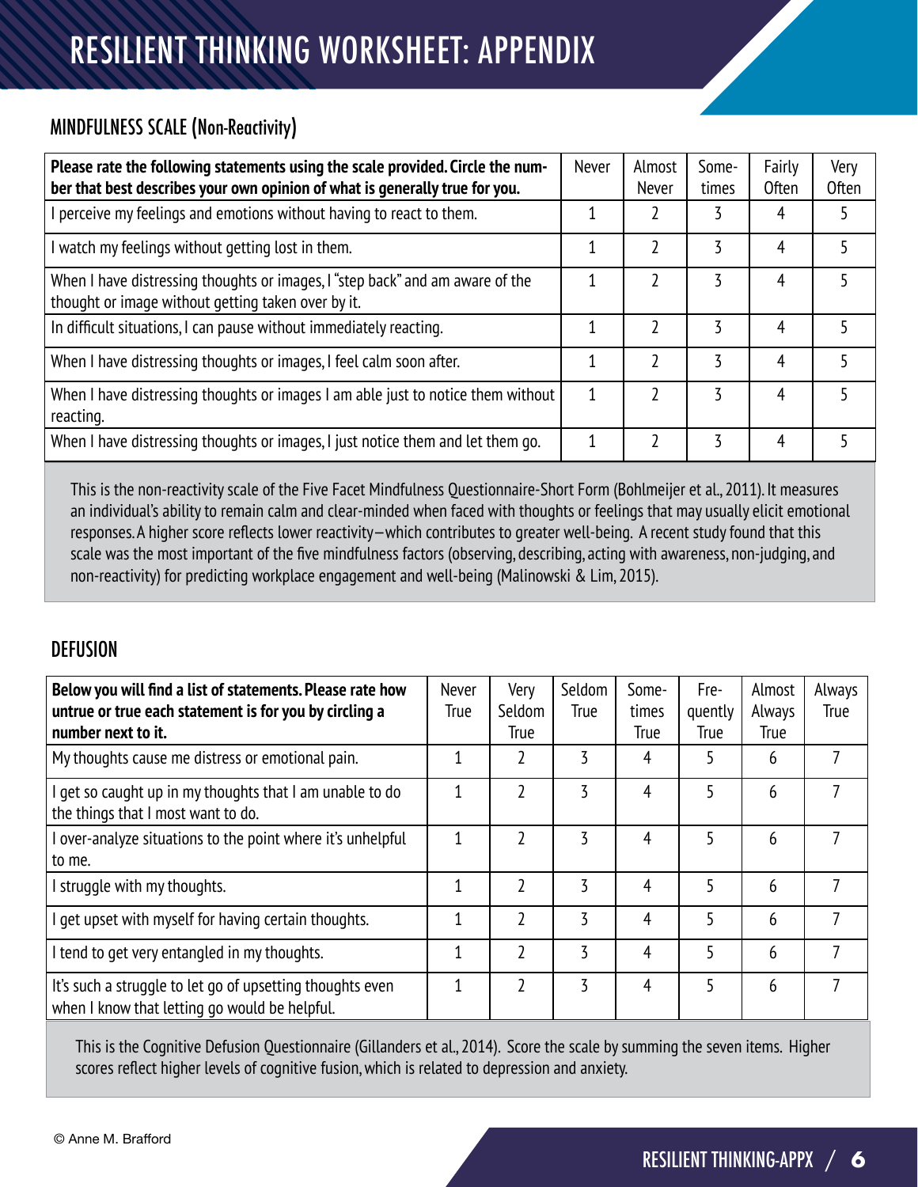# RESILIENT THINKING WORKSHEET: APPENDIX

## MINDFULNESS SCALE (Non-Reactivity)

| **Please rate the following statements using the scale provided. Circle the number that best describes your own opinion of what is generally true for you.** | Never | Almost Never | Sometimes | Fairly Often | Very Often |
|---|---|---|---|---|---|
| I perceive my feelings and emotions without having to react to them. | 1 | 2 | 3 | 4 | 5 |
| I watch my feelings without getting lost in them. | 1 | 2 | 3 | 4 | 5 |
| When I have distressing thoughts or images, I "step back" and am aware of the thought or image without getting taken over by it. | 1 | 2 | 3 | 4 | 5 |
| In difficult situations, I can pause without immediately reacting. | 1 | 2 | 3 | 4 | 5 |
| When I have distressing thoughts or images, I feel calm soon after. | 1 | 2 | 3 | 4 | 5 |
| When I have distressing thoughts or images I am able just to notice them without reacting. | 1 | 2 | 3 | 4 | 5 |
| When I have distressing thoughts or images, I just notice them and let them go. | 1 | 2 | 3 | 4 | 5 |

This is the non-reactivity scale of the Five Facet Mindfulness Questionnaire-Short Form (Bohlmeijer et al., 2011). It measures an individual's ability to remain calm and clear-minded when faced with thoughts or feelings that may usually elicit emotional responses. A higher score reflects lower reactivity—which contributes to greater well-being. A recent study found that this scale was the most important of the five mindfulness factors (observing, describing, acting with awareness, non-judging, and non-reactivity) for predicting workplace engagement and well-being (Malinowski & Lim, 2015).

## DEFUSION

| **Below you will find a list of statements. Please rate how untrue or true each statement is for you by circling a number next to it.** | Never True | Very Seldom True | Seldom True | Sometimes True | Frequently True | Almost Always True | Always True |
|---|---|---|---|---|---|---|---|
| My thoughts cause me distress or emotional pain. | 1 | 2 | 3 | 4 | 5 | 6 | 7 |
| I get so caught up in my thoughts that I am unable to do the things that I most want to do. | 1 | 2 | 3 | 4 | 5 | 6 | 7 |
| I over-analyze situations to the point where it's unhelpful to me. | 1 | 2 | 3 | 4 | 5 | 6 | 7 |
| I struggle with my thoughts. | 1 | 2 | 3 | 4 | 5 | 6 | 7 |
| I get upset with myself for having certain thoughts. | 1 | 2 | 3 | 4 | 5 | 6 | 7 |
| I tend to get very entangled in my thoughts. | 1 | 2 | 3 | 4 | 5 | 6 | 7 |
| It's such a struggle to let go of upsetting thoughts even when I know that letting go would be helpful. | 1 | 2 | 3 | 4 | 5 | 6 | 7 |

This is the Cognitive Defusion Questionnaire (Gillanders et al., 2014). Score the scale by summing the seven items. Higher scores reflect higher levels of cognitive fusion, which is related to depression and anxiety.

© Anne M. Brafford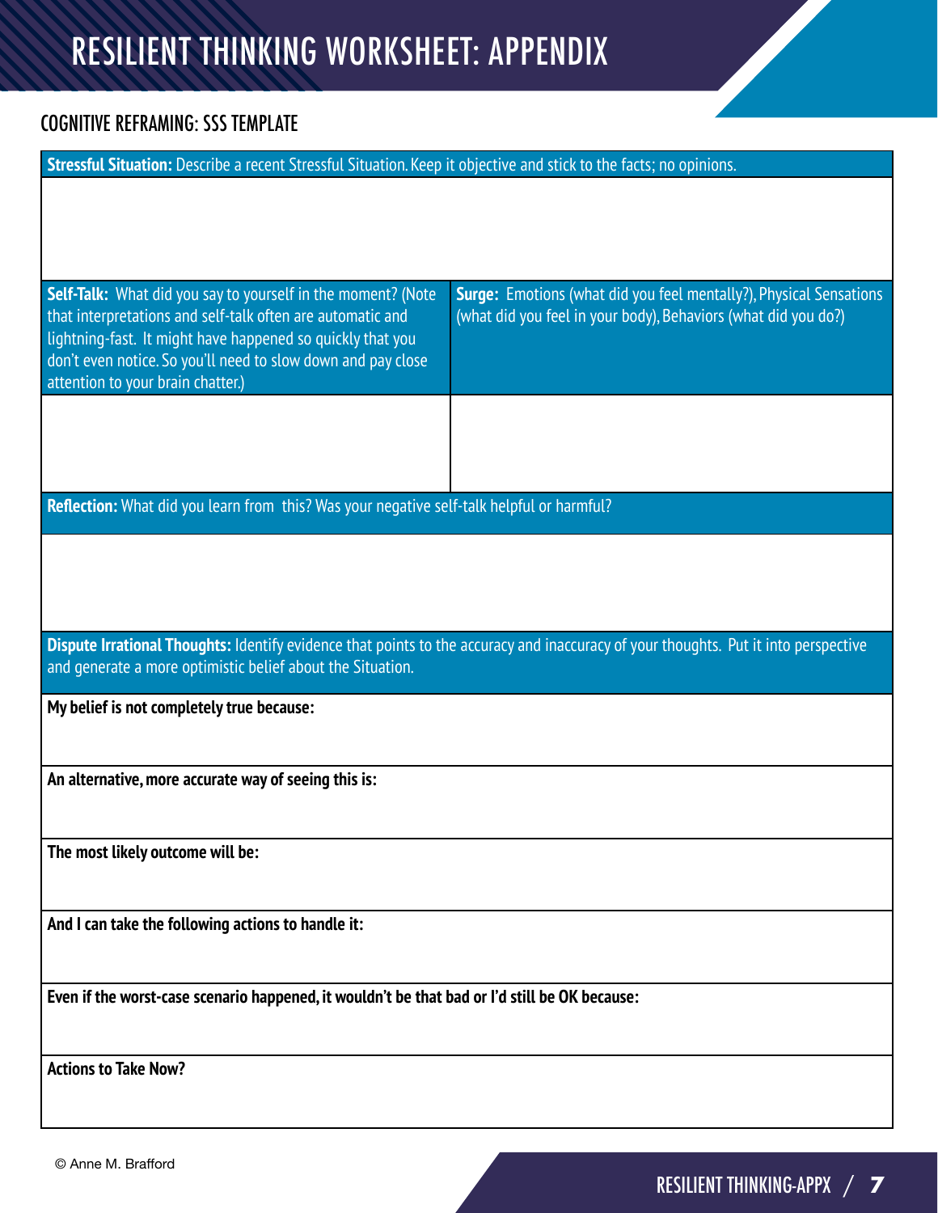# RESILIENT THINKING WORKSHEET: APPENDIX

## COGNITIVE REFRAMING: SSS TEMPLATE

**Stressful Situation:** Describe a recent Stressful Situation. Keep it objective and stick to the facts; no opinions.

| **Self-Talk:** What did you say to yourself in the moment? (Note that interpretations and self-talk often are automatic and lightning-fast. It might have happened so quickly that you don't even notice. So you'll need to slow down and pay close attention to your brain chatter.) | **Surge:** Emotions (what did you feel mentally?), Physical Sensations (what did you feel in your body), Behaviors (what did you do?) |
| --- | --- |
| | |

**Reflection:** What did you learn from this? Was your negative self-talk helpful or harmful?

**Dispute Irrational Thoughts:** Identify evidence that points to the accuracy and inaccuracy of your thoughts. Put it into perspective and generate a more optimistic belief about the Situation.

**My belief is not completely true because:**

**An alternative, more accurate way of seeing this is:**

**The most likely outcome will be:**

**And I can take the following actions to handle it:**

**Even if the worst-case scenario happened, it wouldn't be that bad or I'd still be OK because:**

**Actions to Take Now?**

© Anne M. Brafford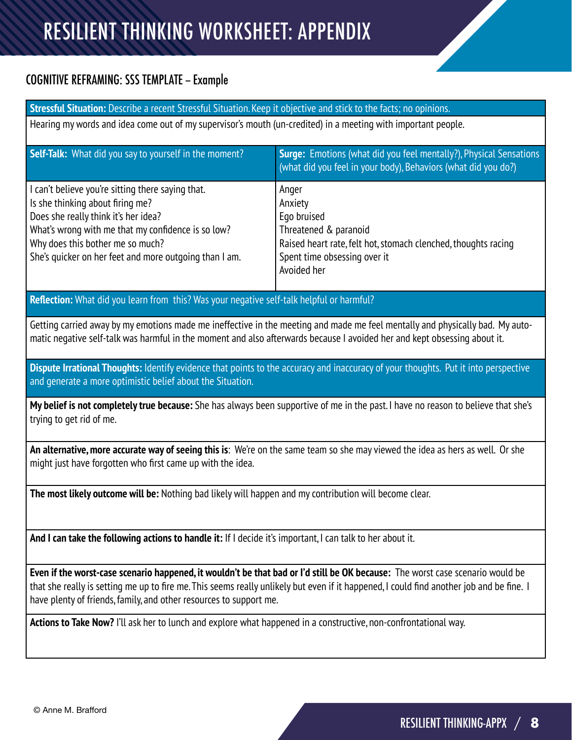# RESILIENT THINKING WORKSHEET: APPENDIX

## COGNITIVE REFRAMING: SSS TEMPLATE – Example

**Stressful Situation:** Describe a recent Stressful Situation. Keep it objective and stick to the facts; no opinions.

Hearing my words and idea come out of my supervisor's mouth (un-credited) in a meeting with important people.

| **Self-Talk:** What did you say to yourself in the moment? | **Surge:** Emotions (what did you feel mentally?), Physical Sensations (what did you feel in your body), Behaviors (what did you do?) |
| --- | --- |
| I can't believe you're sitting there saying that.<br>Is she thinking about firing me?<br>Does she really think it's her idea?<br>What's wrong with me that my confidence is so low?<br>Why does this bother me so much?<br>She's quicker on her feet and more outgoing than I am. | Anger<br>Anxiety<br>Ego bruised<br>Threatened & paranoid<br>Raised heart rate, felt hot, stomach clenched, thoughts racing<br>Spent time obsessing over it<br>Avoided her |

**Reflection:** What did you learn from this? Was your negative self-talk helpful or harmful?

Getting carried away by my emotions made me ineffective in the meeting and made me feel mentally and physically bad. My automatic negative self-talk was harmful in the moment and also afterwards because I avoided her and kept obsessing about it.

**Dispute Irrational Thoughts:** Identify evidence that points to the accuracy and inaccuracy of your thoughts. Put it into perspective and generate a more optimistic belief about the Situation.

**My belief is not completely true because:** She has always been supportive of me in the past. I have no reason to believe that she's trying to get rid of me.

**An alternative, more accurate way of seeing this is**: We're on the same team so she may viewed the idea as hers as well. Or she might just have forgotten who first came up with the idea.

**The most likely outcome will be:** Nothing bad likely will happen and my contribution will become clear.

**And I can take the following actions to handle it:** If I decide it's important, I can talk to her about it.

**Even if the worst-case scenario happened, it wouldn't be that bad or I'd still be OK because:** The worst case scenario would be that she really is setting me up to fire me. This seems really unlikely but even if it happened, I could find another job and be fine. I have plenty of friends, family, and other resources to support me.

**Actions to Take Now?** I'll ask her to lunch and explore what happened in a constructive, non-confrontational way.

© Anne M. Brafford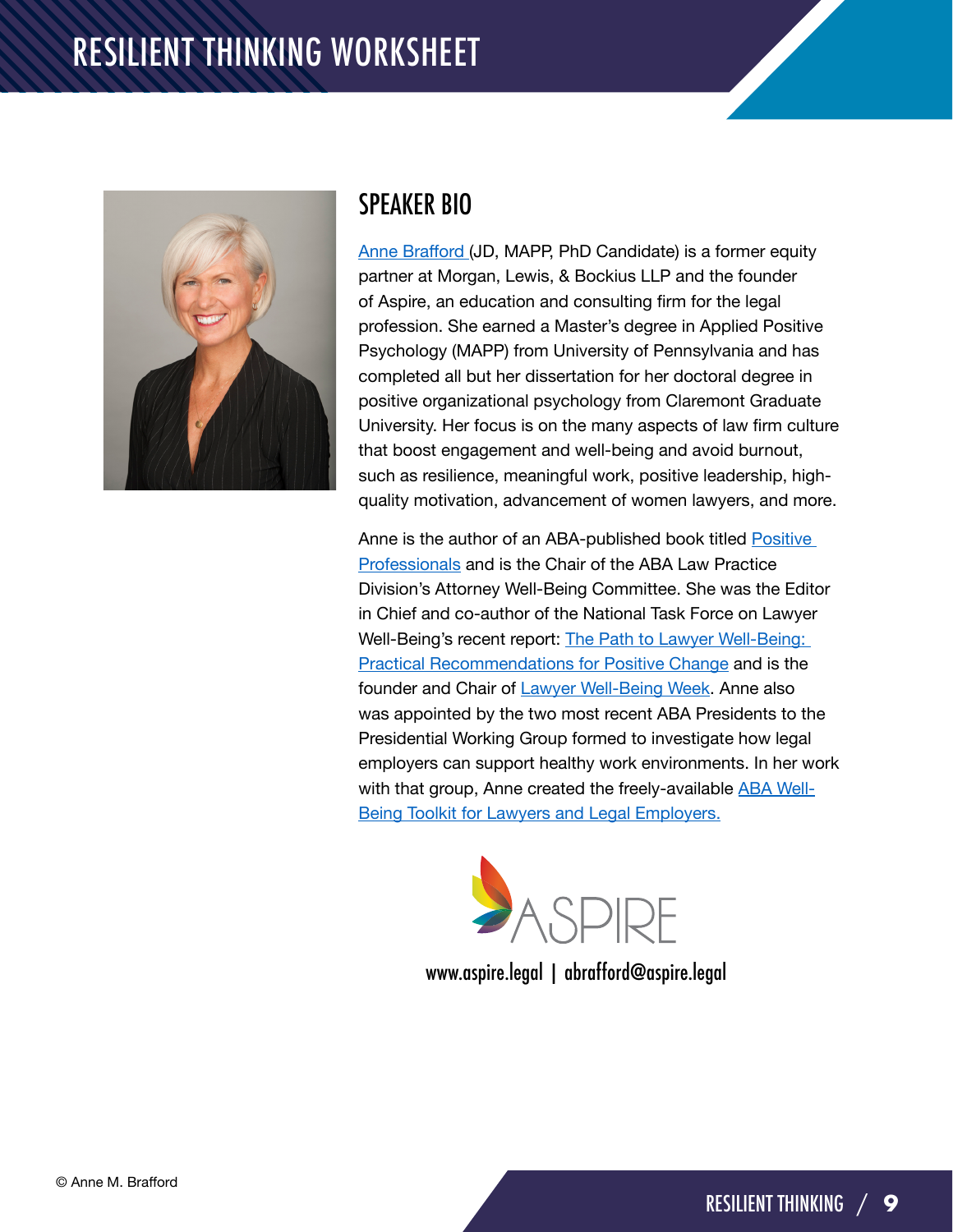## SPEAKER BIO

Anne Brafford (JD, MAPP, PhD Candidate) is a former equity partner at Morgan, Lewis, & Bockius LLP and the founder of Aspire, an education and consulting firm for the legal profession. She earned a Master's degree in Applied Positive Psychology (MAPP) from University of Pennsylvania and has completed all but her dissertation for her doctoral degree in positive organizational psychology from Claremont Graduate University. Her focus is on the many aspects of law firm culture that boost engagement and well-being and avoid burnout, such as resilience, meaningful work, positive leadership, high-quality motivation, advancement of women lawyers, and more.

Anne is the author of an ABA-published book titled Positive Professionals and is the Chair of the ABA Law Practice Division's Attorney Well-Being Committee. She was the Editor in Chief and co-author of the National Task Force on Lawyer Well-Being's recent report: The Path to Lawyer Well-Being: Practical Recommendations for Positive Change and is the founder and Chair of Lawyer Well-Being Week. Anne also was appointed by the two most recent ABA Presidents to the Presidential Working Group formed to investigate how legal employers can support healthy work environments. In her work with that group, Anne created the freely-available ABA Well-Being Toolkit for Lawyers and Legal Employers.

ASPIRE

www.aspire.legal | abrafford@aspire.legal

© Anne M. Brafford